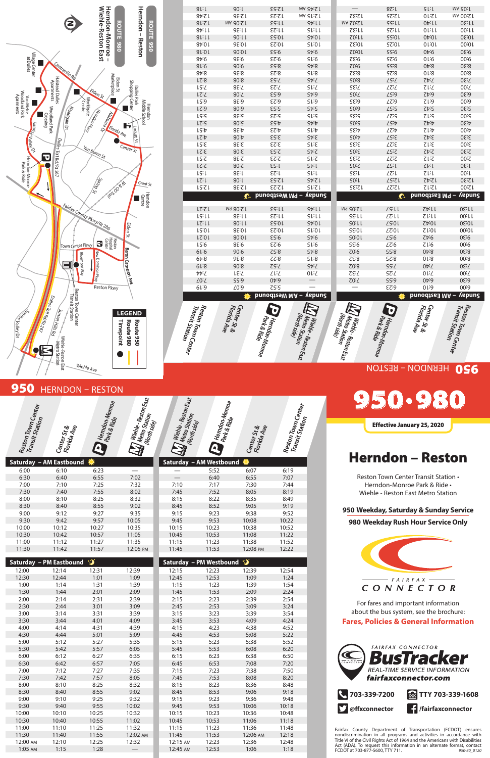## ROUTE 950 Herndon – Reston

## ROUTE 980 Herndon-Monroe – Wiehle-Reston East

**LEGEND**

- Route 950
- Route 980
- Timepoint

# 950 HERNDON – RESTON

### Saturday – AM Eastbound

| Reston Town Center Transit Station | Center St & Florida Ave | Herndon-Monroe Park & Ride | Wiehle - Reston East Metro Station (North side) |
|---|---|---|---|
| 6:00 | 6:10 | 6:23 | — |
| 6:30 | 6:40 | 6:55 | 7:02 |
| 7:00 | 7:10 | 7:25 | 7:32 |
| 7:30 | 7:40 | 7:55 | 8:02 |
| 8:00 | 8:10 | 8:25 | 8:32 |
| 8:30 | 8:40 | 8:55 | 9:02 |
| 9:00 | 9:12 | 9:27 | 9:35 |
| 9:30 | 9:42 | 9:57 | 10:05 |
| 10:00 | 10:12 | 10:27 | 10:35 |
| 10:30 | 10:42 | 10:57 | 11:05 |
| 11:00 | 11:12 | 11:27 | 11:35 |
| 11:30 | 11:42 | 11:57 | 12:05 PM |

### Saturday – PM Eastbound

| Reston Town Center Transit Station | Center St & Florida Ave | Herndon-Monroe Park & Ride | Wiehle - Reston East Metro Station (North side) |
|---|---|---|---|
| 12:00 | 12:14 | 12:31 | 12:39 |
| 12:30 | 12:44 | 1:01 | 1:09 |
| 1:00 | 1:14 | 1:31 | 1:39 |
| 1:30 | 1:44 | 2:01 | 2:09 |
| 2:00 | 2:14 | 2:31 | 2:39 |
| 2:30 | 2:44 | 3:01 | 3:09 |
| 3:00 | 3:14 | 3:31 | 3:39 |
| 3:30 | 3:44 | 4:01 | 4:09 |
| 4:00 | 4:14 | 4:31 | 4:39 |
| 4:30 | 4:44 | 5:01 | 5:09 |
| 5:00 | 5:12 | 5:27 | 5:35 |
| 5:30 | 5:42 | 5:57 | 6:05 |
| 6:00 | 6:12 | 6:27 | 6:35 |
| 6:30 | 6:42 | 6:57 | 7:05 |
| 7:00 | 7:12 | 7:27 | 7:35 |
| 7:30 | 7:42 | 7:57 | 8:05 |
| 8:00 | 8:10 | 8:25 | 8:32 |
| 8:30 | 8:40 | 8:55 | 9:02 |
| 9:00 | 9:10 | 9:25 | 9:32 |
| 9:30 | 9:40 | 9:55 | 10:02 |
| 10:00 | 10:10 | 10:25 | 10:32 |
| 10:30 | 10:40 | 10:55 | 11:02 |
| 11:00 | 11:10 | 11:25 | 11:32 |
| 11:30 | 11:40 | 11:55 | 12:02 AM |
| 12:00 AM | 12:10 | 12:25 | 12:32 |
| 1:05 AM | 1:15 | 1:28 | — |

### Saturday – AM Westbound

| Wiehle - Reston East Metro Station (North side) | Herndon-Monroe Park & Ride | Center St & Florida Ave | Reston Town Center Transit Station |
|---|---|---|---|
| — | 5:52 | 6:07 | 6:19 |
| — | 6:40 | 6:55 | 7:07 |
| 7:10 | 7:17 | 7:30 | 7:44 |
| 7:45 | 7:52 | 8:05 | 8:19 |
| 8:15 | 8:22 | 8:35 | 8:49 |
| 8:45 | 8:52 | 9:05 | 9:19 |
| 9:15 | 9:23 | 9:38 | 9:52 |
| 9:45 | 9:53 | 10:08 | 10:22 |
| 10:15 | 10:23 | 10:38 | 10:52 |
| 10:45 | 10:53 | 11:08 | 11:22 |
| 11:15 | 11:23 | 11:38 | 11:52 |
| 11:45 | 11:53 | 12:08 PM | 12:22 |

### Saturday – PM Westbound

| Wiehle - Reston East Metro Station (North side) | Herndon-Monroe Park & Ride | Center St & Florida Ave | Reston Town Center Transit Station |
|---|---|---|---|
| 12:15 | 12:23 | 12:39 | 12:54 |
| 12:45 | 12:53 | 1:09 | 1:24 |
| 1:15 | 1:23 | 1:39 | 1:54 |
| 1:45 | 1:53 | 2:09 | 2:24 |
| 2:15 | 2:23 | 2:39 | 2:54 |
| 2:45 | 2:53 | 3:09 | 3:24 |
| 3:15 | 3:23 | 3:39 | 3:54 |
| 3:45 | 3:53 | 4:09 | 4:24 |
| 4:15 | 4:23 | 4:38 | 4:52 |
| 4:45 | 4:53 | 5:08 | 5:22 |
| 5:15 | 5:23 | 5:38 | 5:52 |
| 5:45 | 5:53 | 6:08 | 6:20 |
| 6:15 | 6:23 | 6:38 | 6:50 |
| 6:45 | 6:53 | 7:08 | 7:20 |
| 7:15 | 7:23 | 7:38 | 7:50 |
| 7:45 | 7:53 | 8:08 | 8:20 |
| 8:15 | 8:23 | 8:36 | 8:48 |
| 8:45 | 8:53 | 9:06 | 9:18 |
| 9:15 | 9:23 | 9:36 | 9:48 |
| 9:45 | 9:53 | 10:06 | 10:18 |
| 10:15 | 10:23 | 10:36 | 10:48 |
| 10:45 | 10:53 | 11:06 | 11:18 |
| 11:15 | 11:23 | 11:36 | 11:48 |
| 11:45 | 11:53 | 12:06 AM | 12:18 |
| 12:15 AM | 12:23 | 12:36 | 12:48 |
| 12:45 AM | 12:53 | 1:06 | 1:18 |

# 950 HERNDON – RESTON

### Sunday – AM Eastbound

| Reston Town Center Transit Station | Center St & Florida Ave | Herndon-Monroe Park & Ride | Wiehle - Reston East Metro Station (North side) |
|---|---|---|---|
| 6:00 | 6:10 | 6:23 | — |
| 6:30 | 6:40 | 6:55 | 7:02 |
| 7:00 | 7:10 | 7:25 | 7:32 |
| 7:30 | 7:40 | 7:55 | 8:02 |
| 8:00 | 8:10 | 8:25 | 8:32 |
| 8:30 | 8:40 | 8:55 | 9:02 |
| 9:00 | 9:12 | 9:27 | 9:35 |
| 9:30 | 9:42 | 9:57 | 10:05 |
| 10:00 | 10:12 | 10:27 | 10:35 |
| 10:30 | 10:42 | 10:57 | 11:05 |
| 11:00 | 11:12 | 11:27 | 11:35 |
| 11:30 | 11:42 | 11:57 | 12:05 PM |

### Sunday – PM Eastbound

| Reston Town Center Transit Station | Center St & Florida Ave | Herndon-Monroe Park & Ride | Wiehle - Reston East Metro Station (North side) |
|---|---|---|---|
| 12:00 | 12:12 | 12:27 | 12:35 |
| 12:30 | 12:42 | 12:57 | 1:05 |
| 1:00 | 1:12 | 1:27 | 1:35 |
| 1:30 | 1:42 | 1:57 | 2:05 |
| 2:00 | 2:12 | 2:27 | 2:35 |
| 2:30 | 2:42 | 2:57 | 3:05 |
| 3:00 | 3:12 | 3:27 | 3:35 |
| 3:30 | 3:42 | 3:57 | 4:05 |
| 4:00 | 4:12 | 4:27 | 4:35 |
| 4:30 | 4:42 | 4:57 | 5:05 |
| 5:00 | 5:12 | 5:27 | 5:35 |
| 5:30 | 5:42 | 5:57 | 6:05 |
| 6:00 | 6:12 | 6:27 | 6:35 |
| 6:30 | 6:42 | 6:57 | 7:05 |
| 7:00 | 7:12 | 7:27 | 7:35 |
| 7:30 | 7:42 | 7:57 | 8:05 |
| 8:00 | 8:10 | 8:25 | 8:32 |
| 8:30 | 8:40 | 8:55 | 9:02 |
| 9:00 | 9:10 | 9:25 | 9:32 |
| 9:30 | 9:40 | 9:55 | 10:02 |
| 10:00 | 10:10 | 10:25 | 10:32 |
| 10:30 | 10:40 | 10:55 | 11:02 |
| 11:00 | 11:10 | 11:25 | 11:32 |
| 11:30 | 11:40 | 11:55 | 12:02 AM |
| 12:00 AM | 12:10 | 12:25 | 12:32 |
| 1:05 AM | 1:15 | 1:28 | — |

### Sunday – AM Westbound

| Wiehle - Reston East Metro Station (North side) | Herndon-Monroe Park & Ride | Center St & Florida Ave | Reston Town Center Transit Station |
|---|---|---|---|
| — | 5:52 | 6:07 | 6:19 |
| — | 6:40 | 6:55 | 7:07 |
| 7:10 | 7:17 | 7:31 | 7:44 |
| 7:45 | 7:52 | 8:06 | 8:19 |
| 8:15 | 8:22 | 8:36 | 8:49 |
| 8:45 | 8:52 | 9:06 | 9:19 |
| 9:15 | 9:23 | 9:38 | 9:51 |
| 9:45 | 9:53 | 10:08 | 10:21 |
| 10:15 | 10:23 | 10:38 | 10:51 |
| 10:45 | 10:53 | 11:08 | 11:21 |
| 11:15 | 11:23 | 11:38 | 11:51 |
| 11:45 | 11:53 | 12:08 PM | 12:21 |

### Sunday – PM Westbound

| Wiehle - Reston East Metro Station (North side) | Herndon-Monroe Park & Ride | Center St & Florida Ave | Reston Town Center Transit Station |
|---|---|---|---|
| 12:15 | 12:23 | 12:38 | 12:51 |
| 12:45 | 12:53 | 1:08 | 1:21 |
| 1:15 | 1:23 | 1:38 | 1:51 |
| 1:45 | 1:53 | 2:08 | 2:21 |
| 2:15 | 2:23 | 2:38 | 2:51 |
| 2:45 | 2:53 | 3:08 | 3:21 |
| 3:15 | 3:23 | 3:38 | 3:51 |
| 3:45 | 3:53 | 4:08 | 4:21 |
| 4:15 | 4:23 | 4:38 | 4:51 |
| 4:45 | 4:53 | 5:08 | 5:21 |
| 5:15 | 5:23 | 5:38 | 5:51 |
| 5:45 | 5:53 | 6:08 | 6:21 |
| 6:15 | 6:23 | 6:38 | 6:51 |
| 6:45 | 6:53 | 7:08 | 7:21 |
| 7:15 | 7:23 | 7:38 | 7:51 |
| 7:45 | 7:53 | 8:08 | 8:21 |
| 8:15 | 8:23 | 8:36 | 8:48 |
| 8:45 | 8:53 | 9:06 | 9:18 |
| 9:15 | 9:23 | 9:36 | 9:48 |
| 9:45 | 9:53 | 10:06 | 10:18 |
| 10:15 | 10:23 | 10:36 | 10:48 |
| 10:45 | 10:53 | 11:06 | 11:18 |
| 11:15 | 11:23 | 11:36 | 11:48 |
| 11:45 | 11:53 | 12:06 AM | 12:18 |
| 12:15 AM | 12:23 | 12:36 | 12:48 |
| 12:45 AM | 12:53 | 1:06 | 1:18 |

# 950·980

**Effective January 25, 2020**

# Herndon – Reston

Reston Town Center Transit Station •
Herndon-Monroe Park & Ride •
Wiehle - Reston East Metro Station

**950 Weekday, Saturday & Sunday Service**

**980 Weekday Rush Hour Service Only**

FAIRFAX CONNECTOR

For fares and important information about the bus system, see the brochure:
**Fares, Policies & General Information**

FAIRFAX CONNECTOR **BusTracker**
REAL-TIME SERVICE INFORMATION
**fairfaxconnector.com**

**703-339-7200** | **TTY 703-339-1608**

**@ffxconnector** | **/fairfaxconnector**

Fairfax County Department of Transportation (FCDOT) ensures nondiscrimination in all programs and activities in accordance with Title VI of the Civil Rights Act of 1964 and the Americans with Disabilities Act (ADA). To request this information in an alternate format, contact FCDOT at 703-877-5600, TTY 711.

950-80_0120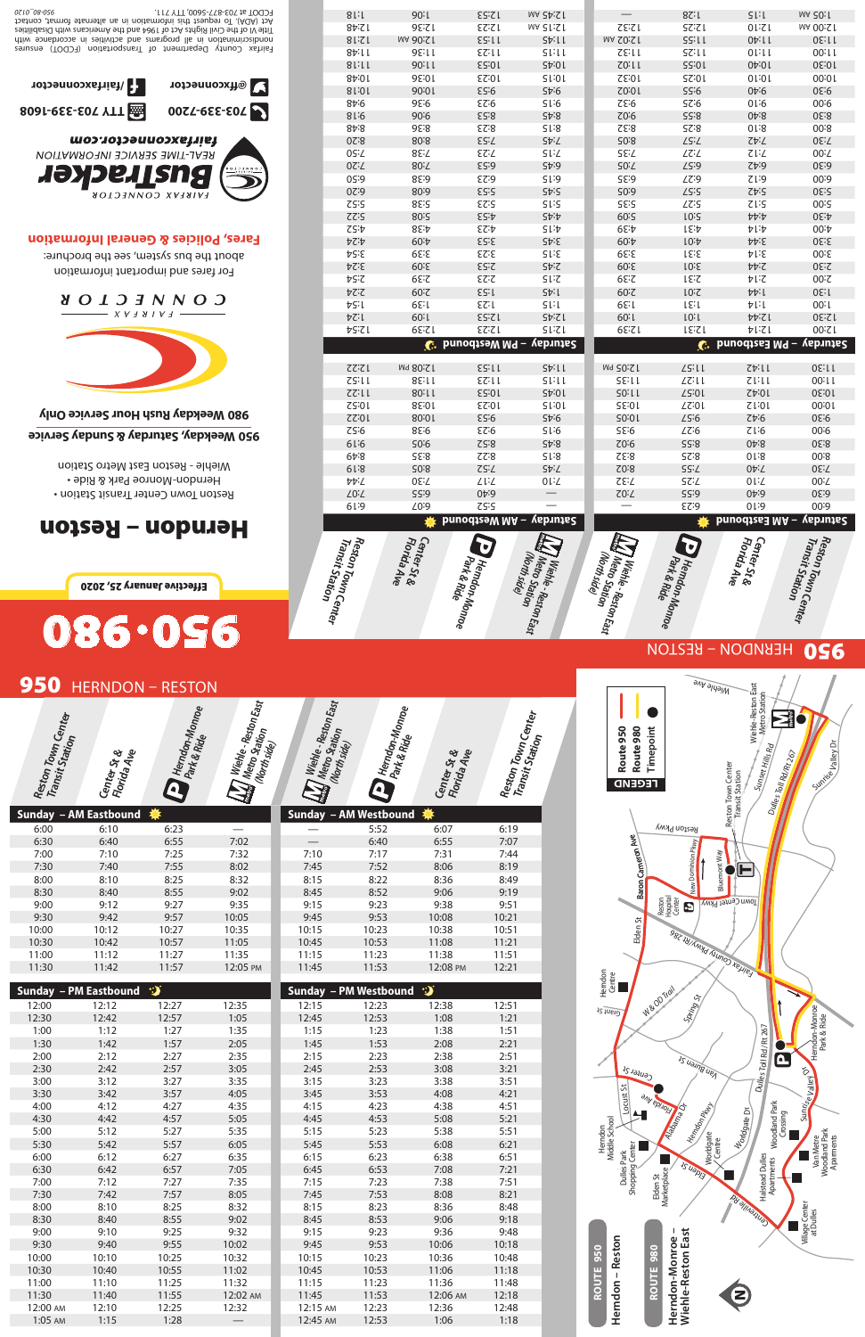# 950 HERNDON – RESTON

## Saturday – AM Eastbound

| Reston Town Center Transit Station | Center St & Florida Ave | Herndon-Monroe Park & Ride | Wiehle - Reston East Metro Station (North side) |
|---|---|---|---|
| 6:00 | 6:10 | 6:23 | — |
| 6:30 | 6:40 | 6:55 | 7:02 |
| 7:00 | 7:10 | 7:25 | 7:32 |
| 7:30 | 7:40 | 7:55 | 8:02 |
| 8:00 | 8:10 | 8:25 | 8:32 |
| 8:30 | 8:40 | 8:55 | 9:02 |
| 9:00 | 9:12 | 9:27 | 9:35 |
| 9:30 | 9:42 | 9:57 | 10:05 |
| 10:00 | 10:12 | 10:27 | 10:35 |
| 10:30 | 10:42 | 10:57 | 11:05 |
| 11:00 | 11:12 | 11:27 | 11:35 |
| 11:30 | 11:42 | 11:57 | 12:05 PM |

## Saturday – PM Eastbound

| Reston Town Center Transit Station | Center St & Florida Ave | Herndon-Monroe Park & Ride | Wiehle - Reston East Metro Station (North side) |
|---|---|---|---|
| 12:00 | 12:14 | 12:31 | 12:39 |
| 12:30 | 12:44 | 1:01 | 1:09 |
| 1:00 | 1:14 | 1:31 | 1:39 |
| 1:30 | 1:44 | 2:01 | 2:09 |
| 2:00 | 2:14 | 2:31 | 2:39 |
| 2:30 | 2:44 | 3:01 | 3:09 |
| 3:00 | 3:14 | 3:31 | 3:39 |
| 3:30 | 3:44 | 4:01 | 4:09 |
| 4:00 | 4:14 | 4:31 | 4:39 |
| 4:30 | 4:44 | 5:01 | 5:09 |
| 5:00 | 5:12 | 5:27 | 5:35 |
| 5:30 | 5:42 | 5:57 | 6:05 |
| 6:00 | 6:12 | 6:27 | 6:35 |
| 6:30 | 6:42 | 6:57 | 7:05 |
| 7:00 | 7:12 | 7:27 | 7:35 |
| 7:30 | 7:42 | 7:57 | 8:05 |
| 8:00 | 8:10 | 8:25 | 8:32 |
| 8:30 | 8:40 | 8:55 | 9:02 |
| 9:00 | 9:10 | 9:25 | 9:32 |
| 9:30 | 9:40 | 9:55 | 10:02 |
| 10:00 | 10:10 | 10:25 | 10:32 |
| 10:30 | 10:40 | 10:55 | 11:02 |
| 11:00 | 11:10 | 11:25 | 11:32 |
| 11:30 | 11:40 | 11:55 | 12:02 AM |
| 12:00 AM | 12:10 | 12:25 | 12:32 |
| 1:05 AM | 1:15 | 1:28 | — |

## Saturday – AM Westbound

| Wiehle - Reston East Metro Station (North side) | Herndon-Monroe Park & Ride | Center St & Florida Ave | Reston Town Center Transit Station |
|---|---|---|---|
| — | 5:52 | 6:07 | 6:19 |
| — | 6:40 | 6:55 | 7:07 |
| 7:10 | 7:17 | 7:30 | 7:44 |
| 7:45 | 7:52 | 8:05 | 8:19 |
| 8:15 | 8:22 | 8:35 | 8:49 |
| 8:45 | 8:52 | 9:05 | 9:19 |
| 9:15 | 9:23 | 9:38 | 9:52 |
| 9:45 | 9:53 | 10:08 | 10:22 |
| 10:15 | 10:23 | 10:38 | 10:52 |
| 10:45 | 10:53 | 11:08 | 11:22 |
| 11:15 | 11:23 | 11:38 | 11:52 |
| 11:45 | 11:53 | 12:08 PM | 12:22 |

## Saturday – PM Westbound

| Wiehle - Reston East Metro Station (North side) | Herndon-Monroe Park & Ride | Center St & Florida Ave | Reston Town Center Transit Station |
|---|---|---|---|
| 12:15 | 12:23 | 12:39 | 12:52 |
| 12:45 | 12:53 | 1:09 | 1:21 |
| 1:15 | 1:23 | 1:39 | 1:54 |
| 1:45 | 1:53 | 2:09 | 2:24 |
| 2:15 | 2:23 | 2:39 | 2:54 |
| 2:45 | 2:53 | 3:09 | 3:24 |
| 3:15 | 3:23 | 3:39 | 3:54 |
| 3:45 | 3:53 | 4:09 | 4:24 |
| 4:15 | 4:23 | 4:38 | 4:52 |
| 4:45 | 4:53 | 5:08 | 5:22 |
| 5:15 | 5:23 | 5:38 | 5:52 |
| 5:45 | 5:53 | 6:08 | 6:20 |
| 6:15 | 6:23 | 6:38 | 6:50 |
| 6:45 | 6:53 | 7:08 | 7:20 |
| 7:15 | 7:23 | 7:38 | 7:50 |
| 7:45 | 7:53 | 8:08 | 8:20 |
| 8:15 | 8:23 | 8:38 | 8:48 |
| 8:45 | 8:53 | 9:06 | 9:18 |
| 9:15 | 9:23 | 9:36 | 9:48 |
| 9:45 | 9:53 | 10:06 | 10:18 |
| 10:15 | 10:23 | 10:36 | 10:48 |
| 10:45 | 10:53 | 11:06 | 11:18 |
| 11:15 | 11:23 | 11:36 | 11:48 |
| 11:45 | 11:53 | 12:06 AM | 12:18 |
| 12:15 AM | 12:23 | 12:36 | 12:48 |
| 12:45 AM | 12:53 | 1:06 | 1:18 |

# 950·980

**Effective January 25, 2020**

## Herndon – Reston

- Reston Town Center Transit Station
- Herndon-Monroe Park & Ride
- Wiehle - Reston East Metro Station

**950** Weekday, Saturday & Sunday Service

**980** Weekday Rush Hour Service Only

FAIRFAX CONNECTOR

For fares and important information about the bus system, see the brochure:

**Fares, Policies & General Information**

**BusTracker** — REAL-TIME SERVICE INFORMATION — fairfaxconnector.com

703-339-7200 | TTY 703-339-1608

@ffxconnector | /fairfaxconnector

Fairfax County Department of Transportation (FCDOT) ensures nondiscrimination in all programs and activities in accordance with Title VI of the Civil Rights Act of 1964 and the Americans with Disabilities Act (ADA). To request this information in an alternate format, contact FCDOT at 703-877-5600, TTY 711.

950-08-0120

# 950 HERNDON – RESTON

## Sunday – AM Eastbound

| Reston Town Center Transit Station | Center St & Florida Ave | Herndon-Monroe Park & Ride | Wiehle - Reston East Metro Station (North side) |
|---|---|---|---|
| 6:00 | 6:10 | 6:23 | — |
| 6:30 | 6:40 | 6:55 | 7:02 |
| 7:00 | 7:10 | 7:25 | 7:32 |
| 7:30 | 7:40 | 7:55 | 8:02 |
| 8:00 | 8:10 | 8:25 | 8:32 |
| 8:30 | 8:40 | 8:55 | 9:02 |
| 9:00 | 9:12 | 9:27 | 9:35 |
| 9:30 | 9:42 | 9:57 | 10:05 |
| 10:00 | 10:12 | 10:27 | 10:35 |
| 10:30 | 10:42 | 10:57 | 11:05 |
| 11:00 | 11:12 | 11:27 | 11:35 |
| 11:30 | 11:42 | 11:57 | 12:05 PM |

## Sunday – PM Eastbound

| Reston Town Center Transit Station | Center St & Florida Ave | Herndon-Monroe Park & Ride | Wiehle - Reston East Metro Station (North side) |
|---|---|---|---|
| 12:00 | 12:12 | 12:27 | 12:35 |
| 12:30 | 12:42 | 12:57 | 1:05 |
| 1:00 | 1:12 | 1:27 | 1:35 |
| 1:30 | 1:42 | 1:57 | 2:05 |
| 2:00 | 2:12 | 2:27 | 2:35 |
| 2:30 | 2:42 | 2:57 | 3:05 |
| 3:00 | 3:12 | 3:27 | 3:35 |
| 3:30 | 3:42 | 3:57 | 4:05 |
| 4:00 | 4:12 | 4:27 | 4:35 |
| 4:30 | 4:42 | 4:57 | 5:05 |
| 5:00 | 5:12 | 5:27 | 5:35 |
| 5:30 | 5:42 | 5:57 | 6:05 |
| 6:00 | 6:12 | 6:27 | 6:35 |
| 6:30 | 6:42 | 6:57 | 7:05 |
| 7:00 | 7:12 | 7:27 | 7:35 |
| 7:30 | 7:42 | 7:57 | 8:05 |
| 8:00 | 8:10 | 8:25 | 8:32 |
| 8:30 | 8:40 | 8:55 | 9:02 |
| 9:00 | 9:10 | 9:25 | 9:32 |
| 9:30 | 9:40 | 9:55 | 10:02 |
| 10:00 | 10:10 | 10:25 | 10:32 |
| 10:30 | 10:40 | 10:55 | 11:02 |
| 11:00 | 11:10 | 11:25 | 11:32 |
| 11:30 | 11:40 | 11:55 | 12:02 AM |
| 12:00 AM | 12:10 | 12:25 | 12:32 |
| 1:05 AM | 1:15 | 1:28 | — |

## Sunday – AM Westbound

| Wiehle - Reston East Metro Station (North side) | Herndon-Monroe Park & Ride | Center St & Florida Ave | Reston Town Center Transit Station |
|---|---|---|---|
| — | 5:52 | 6:07 | 6:19 |
| — | 6:40 | 6:55 | 7:07 |
| 7:10 | 7:17 | 7:31 | 7:44 |
| 7:45 | 7:52 | 8:06 | 8:19 |
| 8:15 | 8:22 | 8:36 | 8:49 |
| 8:45 | 8:52 | 9:06 | 9:19 |
| 9:15 | 9:23 | 9:38 | 9:51 |
| 9:45 | 9:53 | 10:08 | 10:21 |
| 10:15 | 10:23 | 10:38 | 10:51 |
| 10:45 | 10:53 | 11:08 | 11:21 |
| 11:15 | 11:23 | 11:38 | 11:51 |
| 11:45 | 11:53 | 12:08 PM | 12:21 |

## Sunday – PM Westbound

| Wiehle - Reston East Metro Station (North side) | Herndon-Monroe Park & Ride | Center St & Florida Ave | Reston Town Center Transit Station |
|---|---|---|---|
| 12:15 | 12:23 | 12:38 | 12:51 |
| 12:45 | 12:53 | 1:08 | 1:21 |
| 1:15 | 1:23 | 1:38 | 1:51 |
| 1:45 | 1:53 | 2:08 | 2:21 |
| 2:15 | 2:23 | 2:38 | 2:51 |
| 2:45 | 2:53 | 3:08 | 3:21 |
| 3:15 | 3:23 | 3:38 | 3:51 |
| 3:45 | 3:53 | 4:08 | 4:21 |
| 4:15 | 4:23 | 4:38 | 4:51 |
| 4:45 | 4:53 | 5:08 | 5:21 |
| 5:15 | 5:23 | 5:38 | 5:51 |
| 5:45 | 5:53 | 6:08 | 6:21 |
| 6:15 | 6:23 | 6:38 | 6:51 |
| 6:45 | 6:53 | 7:08 | 7:21 |
| 7:15 | 7:23 | 7:38 | 7:51 |
| 7:45 | 7:53 | 8:08 | 8:21 |
| 8:15 | 8:23 | 8:36 | 8:48 |
| 8:45 | 8:53 | 9:06 | 9:18 |
| 9:15 | 9:23 | 9:36 | 9:48 |
| 9:45 | 9:53 | 10:06 | 10:18 |
| 10:15 | 10:23 | 10:36 | 10:48 |
| 10:45 | 10:53 | 11:06 | 11:18 |
| 11:15 | 11:23 | 11:36 | 11:48 |
| 11:45 | 11:53 | 12:06 AM | 12:18 |
| 12:15 AM | 12:23 | 12:36 | 12:48 |
| 12:45 AM | 12:53 | 1:06 | 1:18 |

**LEGEND**

- Route 950
- Route 980
- Timepoint

**ROUTE 950** Herndon – Reston

**ROUTE 980** Herndon-Monroe – Wiehle-Reston East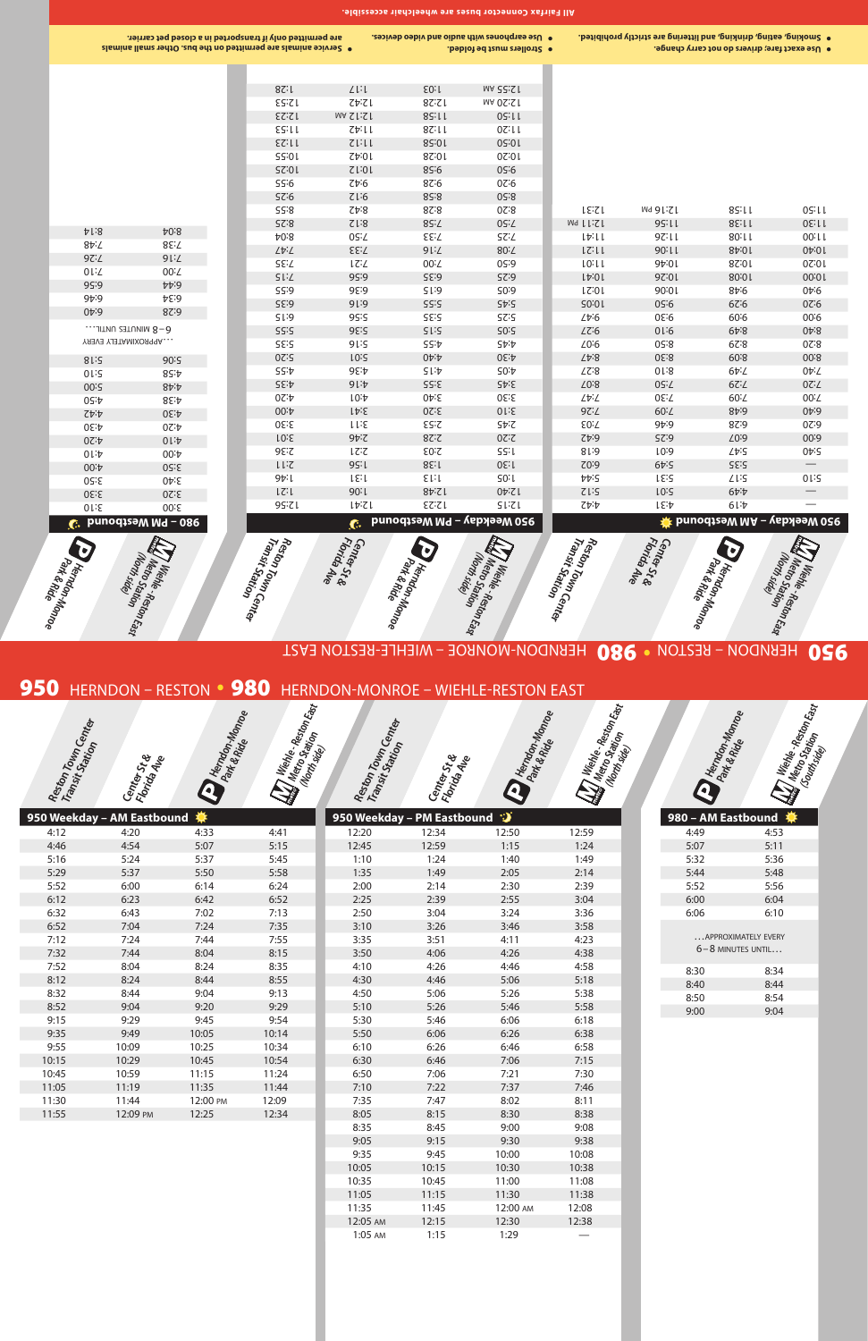# 950 HERNDON – RESTON • 980 HERNDON-MONROE – WIEHLE-RESTON EAST

- Use exact fare; drivers do not carry change.
- Smoking, eating, drinking, and littering are strictly prohibited.
- Strollers must be folded.
- Use earphones with audio and video devices.
- Service animals are permitted on the bus. Other small animals are permitted only if transported in a closed pet carrier.

**All Fairfax Connector buses are wheelchair accessible.**

## 950 Weekday – AM Westbound

| Wiehle-Reston East Metro Station (North side) | Herndon-Monroe Park & Ride | Center St & Florida Ave | Reston Town Center Transit Station |
|---|---|---|---|
| — | 4:19 | 4:31 | 4:42 |
| — | 4:49 | 5:01 | 5:12 |
| 5:10 | 5:17 | 5:31 | 5:44 |
| — | 5:35 | 5:49 | 6:02 |
| 5:40 | 5:47 | 6:01 | 6:18 |
| 6:00 | 6:07 | 6:25 | 6:42 |
| 6:20 | 6:28 | 6:46 | 7:03 |
| 6:40 | 6:48 | 7:09 | 7:26 |
| 7:00 | 7:09 | 7:30 | 7:47 |
| 7:20 | 7:29 | 7:50 | 8:07 |
| 7:40 | 7:49 | 8:10 | 8:27 |
| 8:00 | 8:09 | 8:30 | 8:47 |
| 8:20 | 8:29 | 8:50 | 9:07 |
| 8:40 | 8:49 | 9:10 | 9:27 |
| 9:00 | 9:09 | 9:30 | 9:47 |
| 9:20 | 9:29 | 9:50 | 10:05 |
| 9:40 | 9:48 | 10:06 | 10:27 |
| 10:00 | 10:08 | 10:26 | 10:47 |
| 10:20 | 10:28 | 10:46 | 11:07 |
| 10:40 | 10:48 | 11:06 | 11:27 |
| 11:00 | 11:08 | 11:26 | 11:47 |
| 11:30 | 11:38 | 11:56 | 12:11 PM |
| 11:50 | 11:58 | 12:16 PM | 12:31 |

## 950 Weekday – PM Westbound

| Wiehle-Reston East Metro Station (North side) | Herndon-Monroe Park & Ride | Center St & Florida Ave | Reston Town Center Transit Station |
|---|---|---|---|
| 12:15 | 12:22 | 12:41 | 12:56 |
| 12:40 | 12:48 | 1:06 | 1:21 |
| 1:05 | 1:13 | 1:31 | 1:46 |
| 1:30 | 1:38 | 1:56 | 2:11 |
| 1:55 | 2:03 | 2:21 | 2:36 |
| 2:20 | 2:28 | 2:46 | 3:01 |
| 2:45 | 2:53 | 3:11 | 3:30 |
| 3:10 | 3:20 | 3:41 | 4:00 |
| 3:30 | 3:40 | 4:01 | 4:20 |
| 3:45 | 3:55 | 4:16 | 4:35 |
| 4:05 | 4:15 | 4:36 | 4:55 |
| 4:30 | 4:40 | 5:01 | 5:20 |
| 4:45 | 4:55 | 5:16 | 5:35 |
| 5:05 | 5:15 | 5:36 | 5:55 |
| 5:25 | 5:35 | 5:56 | 6:15 |
| 5:45 | 5:55 | 6:16 | 6:35 |
| 6:05 | 6:15 | 6:36 | 6:55 |
| 6:25 | 6:35 | 6:56 | 7:15 |
| 6:50 | 7:00 | 7:21 | 7:35 |
| 7:08 | 7:16 | 7:33 | 7:47 |
| 7:25 | 7:33 | 7:50 | 8:04 |
| 7:50 | 7:58 | 8:12 | 8:25 |
| 8:20 | 8:28 | 8:42 | 8:55 |
| 8:50 | 8:58 | 9:12 | 9:25 |
| 9:20 | 9:28 | 9:42 | 9:55 |
| 9:50 | 9:58 | 10:12 | 10:25 |
| 10:20 | 10:28 | 10:42 | 10:55 |
| 10:50 | 10:58 | 11:12 | 11:23 |
| 11:20 | 11:28 | 11:42 | 11:53 |
| 11:50 | 11:58 | 12:12 AM | 12:23 |
| 12:20 AM | 12:28 | 12:42 | 12:53 |
| 12:55 AM | 1:03 | 1:17 | 1:28 |

## 980 – PM Westbound

| Wiehle-Reston East Metro Station (North side) | Herndon-Monroe Park & Ride |
|---|---|
| 3:00 | 3:10 |
| 3:20 | 3:30 |
| 3:40 | 3:50 |
| 3:50 | 4:00 |
| 4:00 | 4:10 |
| 4:10 | 4:20 |
| 4:20 | 4:30 |
| 4:30 | 4:42 |
| 4:38 | 4:50 |
| 4:48 | 5:00 |
| 4:58 | 5:10 |
| 5:06 | 5:18 |
| …APPROXIMATELY EVERY 6–8 MINUTES UNTIL… | |
| 6:28 | 6:40 |
| 6:34 | 6:46 |
| 6:44 | 6:56 |
| 7:00 | 7:10 |
| 7:16 | 7:26 |
| 7:38 | 7:48 |
| 8:04 | 8:14 |

# 950 HERNDON – RESTON • 980 HERNDON-MONROE – WIEHLE-RESTON EAST

## 950 Weekday – AM Eastbound

| Reston Town Center Transit Station | Center St & Florida Ave | Herndon-Monroe Park & Ride | Wiehle-Reston East Metro Station (North side) |
|---|---|---|---|
| 4:12 | 4:20 | 4:33 | 4:41 |
| 4:46 | 4:54 | 5:07 | 5:15 |
| 5:16 | 5:24 | 5:37 | 5:45 |
| 5:29 | 5:37 | 5:50 | 5:58 |
| 5:52 | 6:00 | 6:14 | 6:24 |
| 6:12 | 6:23 | 6:42 | 6:52 |
| 6:32 | 6:43 | 7:02 | 7:13 |
| 6:52 | 7:04 | 7:24 | 7:35 |
| 7:12 | 7:24 | 7:44 | 7:55 |
| 7:32 | 7:44 | 8:04 | 8:15 |
| 7:52 | 8:04 | 8:24 | 8:35 |
| 8:12 | 8:24 | 8:44 | 8:55 |
| 8:32 | 8:44 | 9:04 | 9:13 |
| 8:52 | 9:04 | 9:20 | 9:29 |
| 9:15 | 9:29 | 9:45 | 9:54 |
| 9:35 | 9:49 | 10:05 | 10:14 |
| 9:55 | 10:09 | 10:25 | 10:34 |
| 10:15 | 10:29 | 10:45 | 10:54 |
| 10:45 | 10:59 | 11:15 | 11:24 |
| 11:05 | 11:19 | 11:35 | 11:44 |
| 11:30 | 11:44 | 12:00 PM | 12:09 |
| 11:55 | 12:09 PM | 12:25 | 12:34 |

## 950 Weekday – PM Eastbound

| Reston Town Center Transit Station | Center St & Florida Ave | Herndon-Monroe Park & Ride | Wiehle-Reston East Metro Station (North side) |
|---|---|---|---|
| 12:20 | 12:34 | 12:50 | 12:59 |
| 12:45 | 12:59 | 1:15 | 1:24 |
| 1:10 | 1:24 | 1:40 | 1:49 |
| 1:35 | 1:49 | 2:05 | 2:14 |
| 2:00 | 2:14 | 2:30 | 2:39 |
| 2:25 | 2:39 | 2:55 | 3:04 |
| 2:50 | 3:04 | 3:24 | 3:36 |
| 3:10 | 3:26 | 3:46 | 3:58 |
| 3:35 | 3:51 | 4:11 | 4:23 |
| 3:50 | 4:06 | 4:26 | 4:38 |
| 4:10 | 4:26 | 4:46 | 4:58 |
| 4:30 | 4:46 | 5:06 | 5:18 |
| 4:50 | 5:06 | 5:26 | 5:38 |
| 5:10 | 5:26 | 5:46 | 5:58 |
| 5:30 | 5:46 | 6:06 | 6:18 |
| 5:50 | 6:06 | 6:26 | 6:38 |
| 6:10 | 6:26 | 6:46 | 6:58 |
| 6:30 | 6:46 | 7:06 | 7:15 |
| 6:50 | 7:06 | 7:21 | 7:30 |
| 7:10 | 7:22 | 7:37 | 7:46 |
| 7:35 | 7:47 | 8:02 | 8:11 |
| 8:05 | 8:15 | 8:30 | 8:38 |
| 8:35 | 8:45 | 9:00 | 9:08 |
| 9:05 | 9:15 | 9:30 | 9:38 |
| 9:35 | 9:45 | 10:00 | 10:08 |
| 10:05 | 10:15 | 10:30 | 10:38 |
| 10:35 | 10:45 | 11:00 | 11:08 |
| 11:05 | 11:15 | 11:30 | 11:38 |
| 11:35 | 11:45 | 12:00 AM | 12:08 |
| 12:05 AM | 12:15 | 12:30 | 12:38 |
| 1:05 AM | 1:15 | 1:29 | — |

## 980 – AM Eastbound

| Herndon-Monroe Park & Ride | Wiehle-Reston East Metro Station (South side) |
|---|---|
| 4:49 | 4:53 |
| 5:07 | 5:11 |
| 5:32 | 5:36 |
| 5:44 | 5:48 |
| 5:52 | 5:56 |
| 6:00 | 6:04 |
| 6:06 | 6:10 |
| …APPROXIMATELY EVERY 6–8 MINUTES UNTIL… | |
| 8:30 | 8:34 |
| 8:40 | 8:44 |
| 8:50 | 8:54 |
| 9:00 | 9:04 |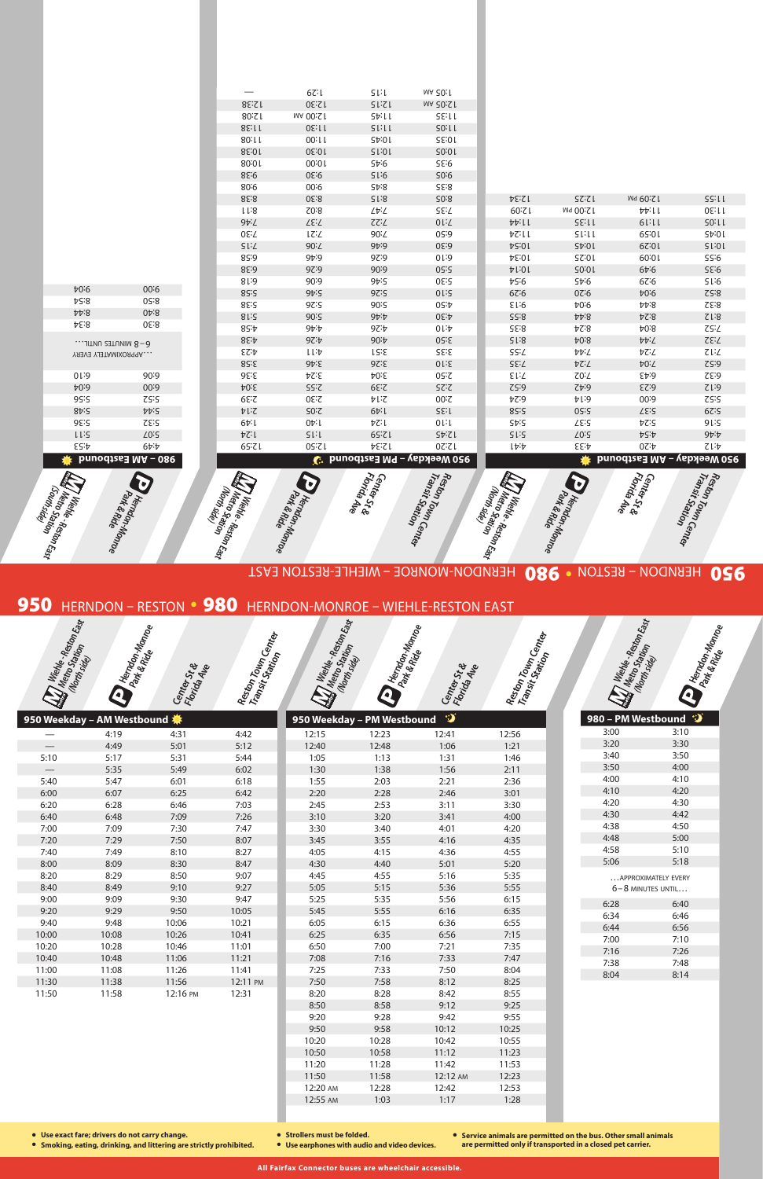## 950 HERNDON – RESTON • 980 HERNDON-MONROE – WIEHLE-RESTON EAST

### 950 Weekday – AM Eastbound

| Reston Town Center Transit Station | Center St & Florida Ave | Herndon-Monroe Park & Ride | Wiehle-Reston East Metro Station (North side) |
|---|---|---|---|
| 4:12 | 4:20 | 4:33 | 4:41 |
| 4:46 | 4:54 | 5:07 | 5:15 |
| 5:16 | 5:24 | 5:37 | 5:45 |
| 5:29 | 5:37 | 5:50 | 5:58 |
| 5:52 | 6:00 | 6:14 | 6:24 |
| 6:12 | 6:23 | 6:42 | 6:52 |
| 6:32 | 6:43 | 7:02 | 7:13 |
| 6:52 | 7:04 | 7:24 | 7:35 |
| 7:12 | 7:24 | 7:44 | 7:55 |
| 7:32 | 7:44 | 8:04 | 8:15 |
| 7:52 | 8:04 | 8:24 | 8:35 |
| 8:12 | 8:24 | 8:44 | 8:55 |
| 8:32 | 8:48 | 9:04 | 9:13 |
| 8:52 | 9:04 | 9:20 | 9:29 |
| 9:15 | 9:29 | 9:45 | 9:54 |
| 9:35 | 9:49 | 10:05 | 10:14 |
| 9:55 | 10:09 | 10:25 | 10:34 |
| 10:15 | 10:29 | 10:45 | 10:54 |
| 10:45 | 10:59 | 11:15 | 11:24 |
| 11:05 | 11:19 | 11:35 | 11:44 |
| 11:30 | 11:44 | 12:00 PM | 12:09 |
| 11:55 | 12:09 PM | 12:25 | 12:34 |

### 950 Weekday – PM Eastbound

| Reston Town Center Transit Station | Center St & Florida Ave | Herndon-Monroe Park & Ride | Wiehle-Reston East Metro Station (North side) |
|---|---|---|---|
| 12:20 | 12:34 | 12:50 | 12:59 |
| 12:45 | 12:59 | 1:15 | 1:24 |
| 1:10 | 1:24 | 1:40 | 1:49 |
| 1:35 | 1:49 | 2:05 | 2:14 |
| 2:00 | 2:14 | 2:30 | 2:39 |
| 2:25 | 2:39 | 2:55 | 3:04 |
| 2:50 | 3:04 | 3:24 | 3:36 |
| 3:10 | 3:26 | 3:46 | 3:58 |
| 3:35 | 3:51 | 4:11 | 4:23 |
| 3:50 | 4:06 | 4:26 | 4:38 |
| 4:10 | 4:26 | 4:46 | 4:58 |
| 4:30 | 4:46 | 5:06 | 5:18 |
| 4:50 | 5:06 | 5:26 | 5:38 |
| 5:10 | 5:26 | 5:46 | 5:58 |
| 5:30 | 5:46 | 6:06 | 6:18 |
| 5:50 | 6:06 | 6:26 | 6:38 |
| 6:10 | 6:26 | 6:46 | 6:58 |
| 6:30 | 6:46 | 7:06 | 7:15 |
| 6:50 | 7:06 | 7:21 | 7:30 |
| 7:10 | 7:22 | 7:37 | 7:46 |
| 7:35 | 7:47 | 8:02 | 8:11 |
| 8:05 | 8:15 | 8:30 | 8:38 |
| 8:35 | 8:45 | 9:00 | 9:08 |
| 9:05 | 9:15 | 9:30 | 9:38 |
| 9:35 | 9:45 | 10:00 | 10:08 |
| 10:05 | 10:15 | 10:30 | 10:38 |
| 10:35 | 10:45 | 11:00 | 11:08 |
| 11:05 | 11:15 | 11:30 | 11:38 |
| 11:35 | 11:45 | 12:00 AM | 12:08 |
| 12:05 AM | 12:15 | 12:30 | 12:38 |
| 1:05 AM | 1:15 | 1:29 | — |

### 980 – AM Eastbound

| Herndon-Monroe Park & Ride | Wiehle-Reston East Metro Station (South side) |
|---|---|
| 4:49 | 4:53 |
| 5:07 | 5:11 |
| 5:32 | 5:36 |
| 5:44 | 5:48 |
| 5:52 | 5:56 |
| 6:00 | 6:04 |
| 6:06 | 6:10 |
| …APPROXIMATELY EVERY 6–8 MINUTES UNTIL… | |
| 8:30 | 8:34 |
| 8:40 | 8:44 |
| 8:50 | 8:54 |
| 9:00 | 9:04 |

## 950 HERNDON – RESTON • 980 HERNDON-MONROE – WIEHLE-RESTON EAST

### 950 Weekday – AM Westbound

| Wiehle-Reston East Metro Station (North side) | Herndon-Monroe Park & Ride | Center St & Florida Ave | Reston Town Center Transit Station |
|---|---|---|---|
| — | 4:19 | 4:31 | 4:42 |
| — | 4:49 | 5:01 | 5:12 |
| 5:10 | 5:17 | 5:31 | 5:44 |
| — | 5:35 | 5:49 | 6:02 |
| 5:40 | 5:47 | 6:01 | 6:18 |
| 6:00 | 6:07 | 6:25 | 6:42 |
| 6:20 | 6:28 | 6:46 | 7:03 |
| 6:40 | 6:48 | 7:09 | 7:26 |
| 7:00 | 7:09 | 7:30 | 7:47 |
| 7:20 | 7:29 | 7:50 | 8:07 |
| 7:40 | 7:49 | 8:10 | 8:27 |
| 8:00 | 8:09 | 8:30 | 8:47 |
| 8:20 | 8:29 | 8:50 | 9:07 |
| 8:40 | 8:49 | 9:10 | 9:27 |
| 9:00 | 9:09 | 9:30 | 9:47 |
| 9:20 | 9:29 | 9:50 | 10:05 |
| 9:40 | 9:48 | 10:06 | 10:21 |
| 10:00 | 10:08 | 10:26 | 10:41 |
| 10:20 | 10:28 | 10:46 | 11:01 |
| 10:40 | 10:48 | 11:06 | 11:21 |
| 11:00 | 11:08 | 11:26 | 11:41 |
| 11:30 | 11:38 | 11:56 | 12:11 PM |
| 11:50 | 11:58 | 12:16 PM | 12:31 |

### 950 Weekday – PM Westbound

| Wiehle-Reston East Metro Station (North side) | Herndon-Monroe Park & Ride | Center St & Florida Ave | Reston Town Center Transit Station |
|---|---|---|---|
| 12:15 | 12:23 | 12:41 | 12:56 |
| 12:40 | 12:48 | 1:06 | 1:21 |
| 1:05 | 1:13 | 1:31 | 1:46 |
| 1:30 | 1:38 | 1:56 | 2:11 |
| 1:55 | 2:03 | 2:21 | 2:36 |
| 2:20 | 2:28 | 2:46 | 3:01 |
| 2:45 | 2:53 | 3:11 | 3:30 |
| 3:10 | 3:20 | 3:41 | 4:00 |
| 3:30 | 3:40 | 4:01 | 4:20 |
| 3:45 | 3:55 | 4:16 | 4:35 |
| 4:05 | 4:15 | 4:36 | 4:55 |
| 4:30 | 4:40 | 5:01 | 5:20 |
| 4:45 | 4:55 | 5:16 | 5:35 |
| 5:05 | 5:15 | 5:36 | 5:55 |
| 5:25 | 5:35 | 5:56 | 6:15 |
| 5:45 | 5:55 | 6:16 | 6:35 |
| 6:05 | 6:15 | 6:36 | 6:55 |
| 6:25 | 6:35 | 6:56 | 7:15 |
| 6:50 | 7:00 | 7:21 | 7:35 |
| 7:08 | 7:16 | 7:33 | 7:47 |
| 7:25 | 7:33 | 7:50 | 8:04 |
| 7:50 | 7:58 | 8:12 | 8:25 |
| 8:20 | 8:28 | 8:42 | 8:55 |
| 8:50 | 8:58 | 9:12 | 9:25 |
| 9:20 | 9:28 | 9:42 | 9:55 |
| 9:50 | 9:58 | 10:12 | 10:25 |
| 10:20 | 10:28 | 10:42 | 10:55 |
| 10:50 | 10:58 | 11:12 | 11:23 |
| 11:20 | 11:28 | 11:42 | 11:53 |
| 11:50 | 11:58 | 12:12 AM | 12:23 |
| 12:20 AM | 12:28 | 12:42 | 12:53 |
| 12:55 AM | 1:03 | 1:17 | 1:28 |

### 980 – PM Westbound

| Wiehle-Reston East Metro Station (North side) | Herndon-Monroe Park & Ride |
|---|---|
| 3:00 | 3:10 |
| 3:20 | 3:30 |
| 3:40 | 3:50 |
| 3:50 | 4:00 |
| 4:00 | 4:10 |
| 4:10 | 4:20 |
| 4:20 | 4:30 |
| 4:30 | 4:42 |
| 4:38 | 4:50 |
| 4:48 | 5:00 |
| 4:58 | 5:10 |
| 5:06 | 5:18 |
| …APPROXIMATELY EVERY 6–8 MINUTES UNTIL… | |
| 6:28 | 6:40 |
| 6:34 | 6:46 |
| 6:44 | 6:56 |
| 7:00 | 7:10 |
| 7:16 | 7:26 |
| 7:38 | 7:48 |
| 8:04 | 8:14 |

- **Use exact fare; drivers do not carry change.**
- **Smoking, eating, drinking, and littering are strictly prohibited.**
- **Strollers must be folded.**
- **Use earphones with audio and video devices.**
- **Service animals are permitted on the bus. Other small animals are permitted only if transported in a closed pet carrier.**

**All Fairfax Connector buses are wheelchair accessible.**